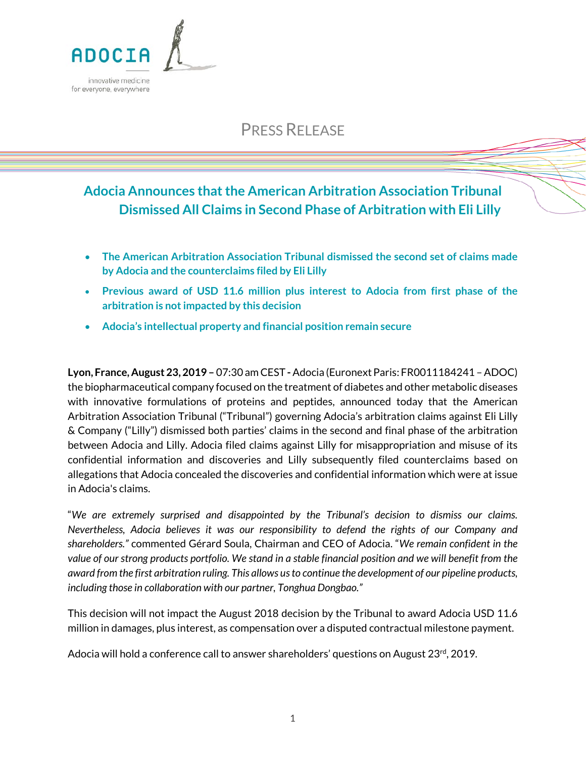ADOCIA

innovative medicine for everyone, everywhere

PRESS RELEASE

# Adocia Announces that the American Arbitration Association Tribunal Dismissed All Claims in Second Phase of Arbitration with Eli Lilly

- **The American Arbitration Association Tribunal dismissed the second set of claims made by Adocia and the counterclaims filed by Eli Lilly**
- **Previous award of USD 11.6 million plus interest to Adocia from first phase of the arbitration is not impacted by this decision**
- **Adocia's intellectual property and financial position remain secure**

**Lyon, France, August 23, 2019 –** 07:30 am CEST **-** Adocia (Euronext Paris: FR0011184241 – ADOC) the biopharmaceutical company focused on the treatment of diabetes and other metabolic diseases with innovative formulations of proteins and peptides, announced today that the American Arbitration Association Tribunal ("Tribunal") governing Adocia's arbitration claims against Eli Lilly & Company ("Lilly") dismissed both parties' claims in the second and final phase of the arbitration between Adocia and Lilly. Adocia filed claims against Lilly for misappropriation and misuse of its confidential information and discoveries and Lilly subsequently filed counterclaims based on allegations that Adocia concealed the discoveries and confidential information which were at issue in Adocia's claims.

"*We are extremely surprised and disappointed by the Tribunal's decision to dismiss our claims. Nevertheless, Adocia believes it was our responsibility to defend the rights of our Company and shareholders."* commented Gérard Soula, Chairman and CEO of Adocia. "*We remain confident in the value of our strong products portfolio. We stand in a stable financial position and we will benefit from the award from the first arbitration ruling. This allows us to continue the development of our pipeline products, including those in collaboration with our partner, Tonghua Dongbao."*

This decision will not impact the August 2018 decision by the Tribunal to award Adocia USD 11.6 million in damages, plus interest, as compensation over a disputed contractual milestone payment.

Adocia will hold a conference call to answer shareholders' questions on August 23rd, 2019.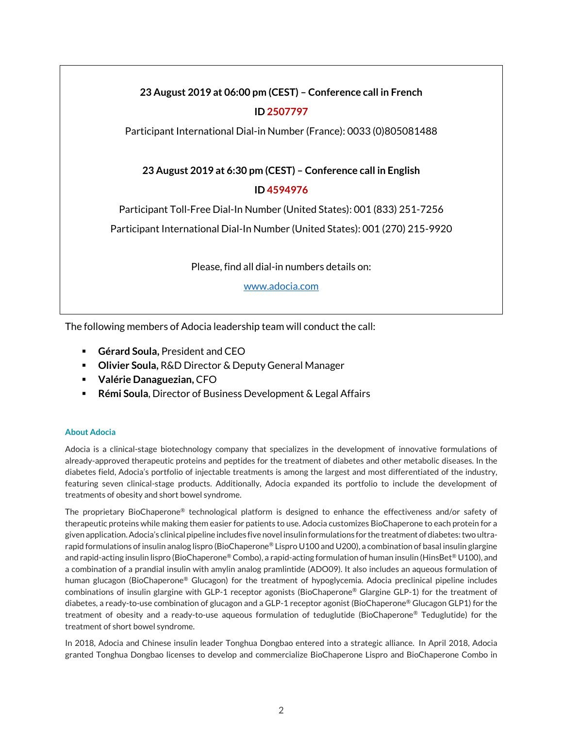**23 August 2019 at 06:00 pm (CEST) – Conference call in French**

**ID 2507797**

Participant International Dial-in Number (France): 0033 (0)805081488

**23 August 2019 at 6:30 pm (CEST) – Conference call in English**

**ID 4594976**

Participant Toll-Free Dial-In Number (United States): 001 (833) 251-7256

Participant International Dial-In Number (United States): 001 (270) 215-9920

Please, find all dial-in numbers details on:

[www.adocia.com](http://www.adocia.com)

The following members of Adocia leadership team will conduct the call:

- **Gérard Soula,** President and CEO
- **Olivier Soula,** R&D Director & Deputy General Manager
- **Valérie Danaguezian,** CFO
- **Rémi Soula**, Director of Business Development & Legal Affairs

#### About Adocia

Adocia is a clinical-stage biotechnology company that specializes in the development of innovative formulations of already-approved therapeutic proteins and peptides for the treatment of diabetes and other metabolic diseases. In the diabetes field, Adocia's portfolio of injectable treatments is among the largest and most differentiated of the industry, featuring seven clinical-stage products. Additionally, Adocia expanded its portfolio to include the development of treatments of obesity and short bowel syndrome.

The proprietary BioChaperone® technological platform is designed to enhance the effectiveness and/or safety of therapeutic proteins while making them easier for patients to use. Adocia customizes BioChaperone to each protein for a given application. Adocia's clinical pipeline includes five novel insulin formulations for the treatment of diabetes: two ultra-rapid formulations of insulin analog lispro (BioChaperone® Lispro U100 and U200), a combination of basal insulin glargine and rapid-acting insulin lispro (BioChaperone® Combo), a rapid-acting formulation of human insulin (HinsBet® U100), and a combination of a prandial insulin with amylin analog pramlintide (ADO09). It also includes an aqueous formulation of human glucagon (BioChaperone® Glucagon) for the treatment of hypoglycemia. Adocia preclinical pipeline includes combinations of insulin glargine with GLP-1 receptor agonists (BioChaperone® Glargine GLP-1) for the treatment of diabetes, a ready-to-use combination of glucagon and a GLP-1 receptor agonist (BioChaperone® Glucagon GLP1) for the treatment of obesity and a ready-to-use aqueous formulation of teduglutide (BioChaperone® Teduglutide) for the treatment of short bowel syndrome.

In 2018, Adocia and Chinese insulin leader Tonghua Dongbao entered into a strategic alliance. In April 2018, Adocia granted Tonghua Dongbao licenses to develop and commercialize BioChaperone Lispro and BioChaperone Combo in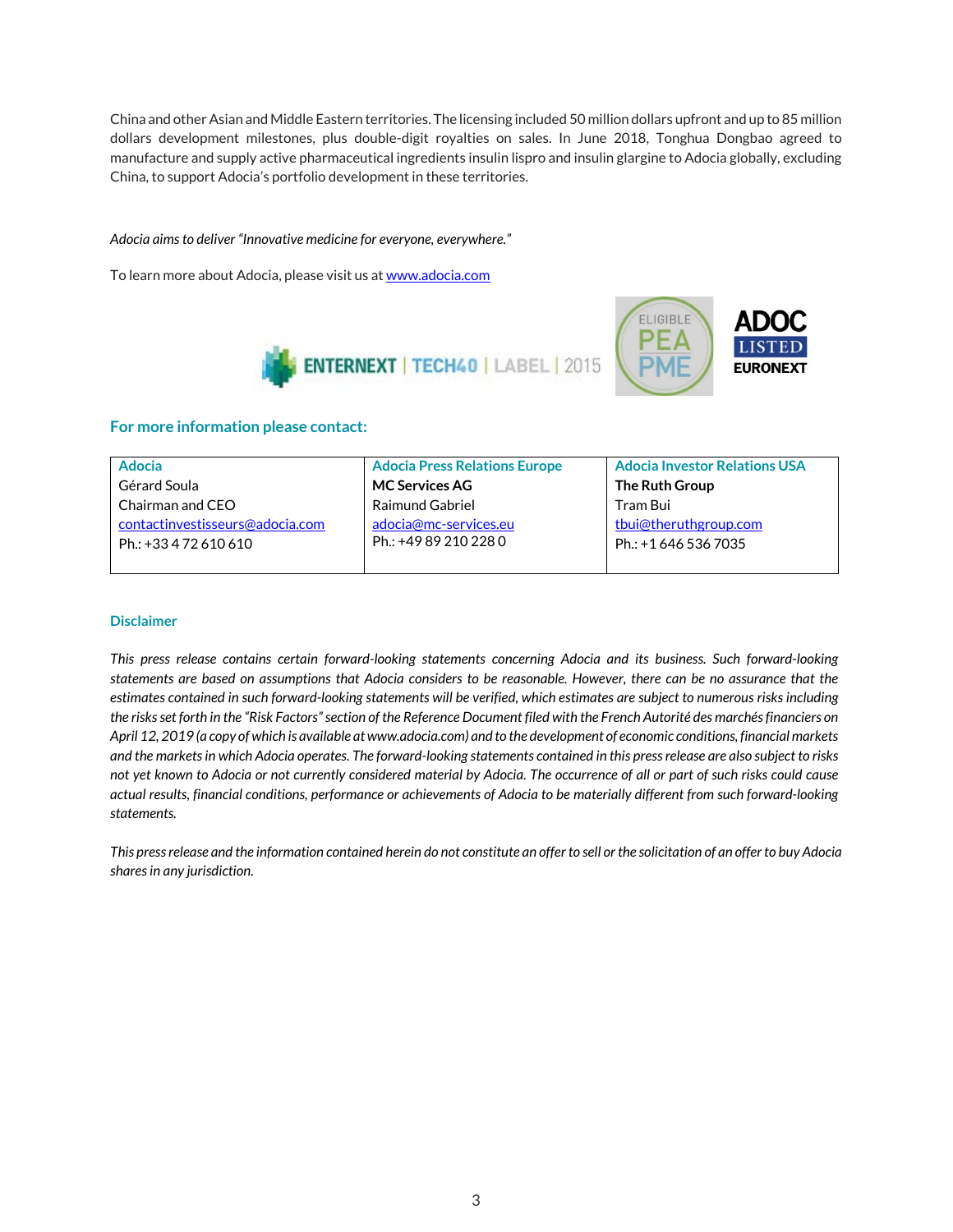China and other Asian and Middle Eastern territories. The licensing included 50 million dollars upfront and up to 85 million dollars development milestones, plus double-digit royalties on sales. In June 2018, Tonghua Dongbao agreed to manufacture and supply active pharmaceutical ingredients insulin lispro and insulin glargine to Adocia globally, excluding China, to support Adocia's portfolio development in these territories.

*Adocia aims to deliver "Innovative medicine for everyone, everywhere."*

To learn more about Adocia, please visit us at www.adocia.com

ENTERNEXT | TECH40 | LABEL | 2015

ELIGIBLE PEA PME

ADOC LISTED EURONEXT

## For more information please contact:

| Adocia | Adocia Press Relations Europe | Adocia Investor Relations USA |
|---|---|---|
| Gérard Soula<br>Chairman and CEO<br>contactinvestisseurs@adocia.com<br>Ph.: +33 4 72 610 610 | **MC Services AG**<br>Raimund Gabriel<br>adocia@mc-services.eu<br>Ph.: +49 89 210 228 0 | **The Ruth Group**<br>Tram Bui<br>tbui@theruthgroup.com<br>Ph.: +1 646 536 7035 |

### Disclaimer

*This press release contains certain forward-looking statements concerning Adocia and its business. Such forward-looking statements are based on assumptions that Adocia considers to be reasonable. However, there can be no assurance that the estimates contained in such forward-looking statements will be verified, which estimates are subject to numerous risks including the risks set forth in the "Risk Factors" section of the Reference Document filed with the French Autorité des marchés financiers on April 12, 2019 (a copy of which is available at www.adocia.com) and to the development of economic conditions, financial markets and the markets in which Adocia operates. The forward-looking statements contained in this press release are also subject to risks not yet known to Adocia or not currently considered material by Adocia. The occurrence of all or part of such risks could cause actual results, financial conditions, performance or achievements of Adocia to be materially different from such forward-looking statements.*

*This press release and the information contained herein do not constitute an offer to sell or the solicitation of an offer to buy Adocia shares in any jurisdiction.*